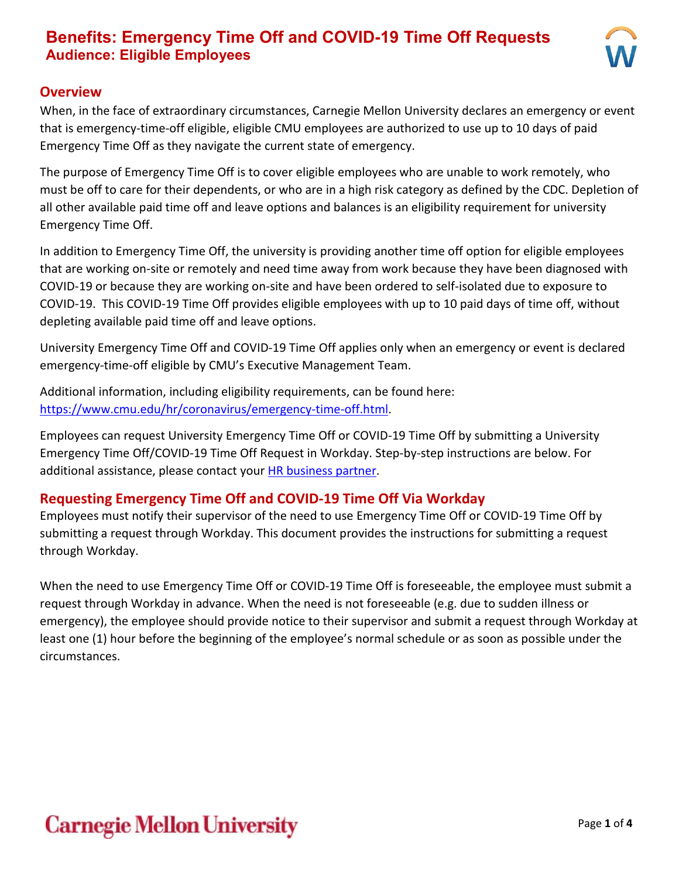# Benefits: Emergency Time Off and COVID-19 Time Off Requests
## Audience: Eligible Employees

## Overview

When, in the face of extraordinary circumstances, Carnegie Mellon University declares an emergency or event that is emergency-time-off eligible, eligible CMU employees are authorized to use up to 10 days of paid Emergency Time Off as they navigate the current state of emergency.

The purpose of Emergency Time Off is to cover eligible employees who are unable to work remotely, who must be off to care for their dependents, or who are in a high risk category as defined by the CDC. Depletion of all other available paid time off and leave options and balances is an eligibility requirement for university Emergency Time Off.

In addition to Emergency Time Off, the university is providing another time off option for eligible employees that are working on-site or remotely and need time away from work because they have been diagnosed with COVID-19 or because they are working on-site and have been ordered to self-isolated due to exposure to COVID-19. This COVID-19 Time Off provides eligible employees with up to 10 paid days of time off, without depleting available paid time off and leave options.

University Emergency Time Off and COVID-19 Time Off applies only when an emergency or event is declared emergency-time-off eligible by CMU's Executive Management Team.

Additional information, including eligibility requirements, can be found here: [https://www.cmu.edu/hr/coronavirus/emergency-time-off.html](https://www.cmu.edu/hr/coronavirus/emergency-time-off.html).

Employees can request University Emergency Time Off or COVID-19 Time Off by submitting a University Emergency Time Off/COVID-19 Time Off Request in Workday. Step-by-step instructions are below. For additional assistance, please contact your HR business partner.

## Requesting Emergency Time Off and COVID-19 Time Off Via Workday

Employees must notify their supervisor of the need to use Emergency Time Off or COVID-19 Time Off by submitting a request through Workday. This document provides the instructions for submitting a request through Workday.

When the need to use Emergency Time Off or COVID-19 Time Off is foreseeable, the employee must submit a request through Workday in advance. When the need is not foreseeable (e.g. due to sudden illness or emergency), the employee should provide notice to their supervisor and submit a request through Workday at least one (1) hour before the beginning of the employee's normal schedule or as soon as possible under the circumstances.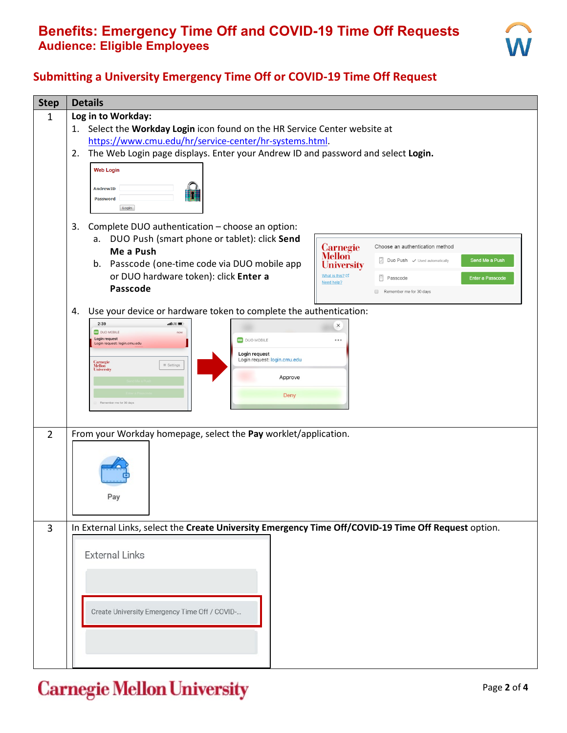# Benefits: Emergency Time Off and COVID-19 Time Off Requests
## Audience: Eligible Employees

## Submitting a University Emergency Time Off or COVID-19 Time Off Request

| Step | Details |
|---|---|
| 1 | **Log in to Workday:**<br>1. Select the **Workday Login** icon found on the HR Service Center website at [https://www.cmu.edu/hr/service-center/hr-systems.html](https://www.cmu.edu/hr/service-center/hr-systems.html).<br>2. The Web Login page displays. Enter your Andrew ID and password and select **Login.**<br>3. Complete DUO authentication – choose an option:<br>&nbsp;&nbsp;&nbsp;a. DUO Push (smart phone or tablet): click **Send Me a Push**<br>&nbsp;&nbsp;&nbsp;b. Passcode (one-time code via DUO mobile app or DUO hardware token): click **Enter a Passcode**<br>4. Use your device or hardware token to complete the authentication: |
| 2 | From your Workday homepage, select the **Pay** worklet/application. |
| 3 | In External Links, select the **Create University Emergency Time Off/COVID-19 Time Off Request** option. |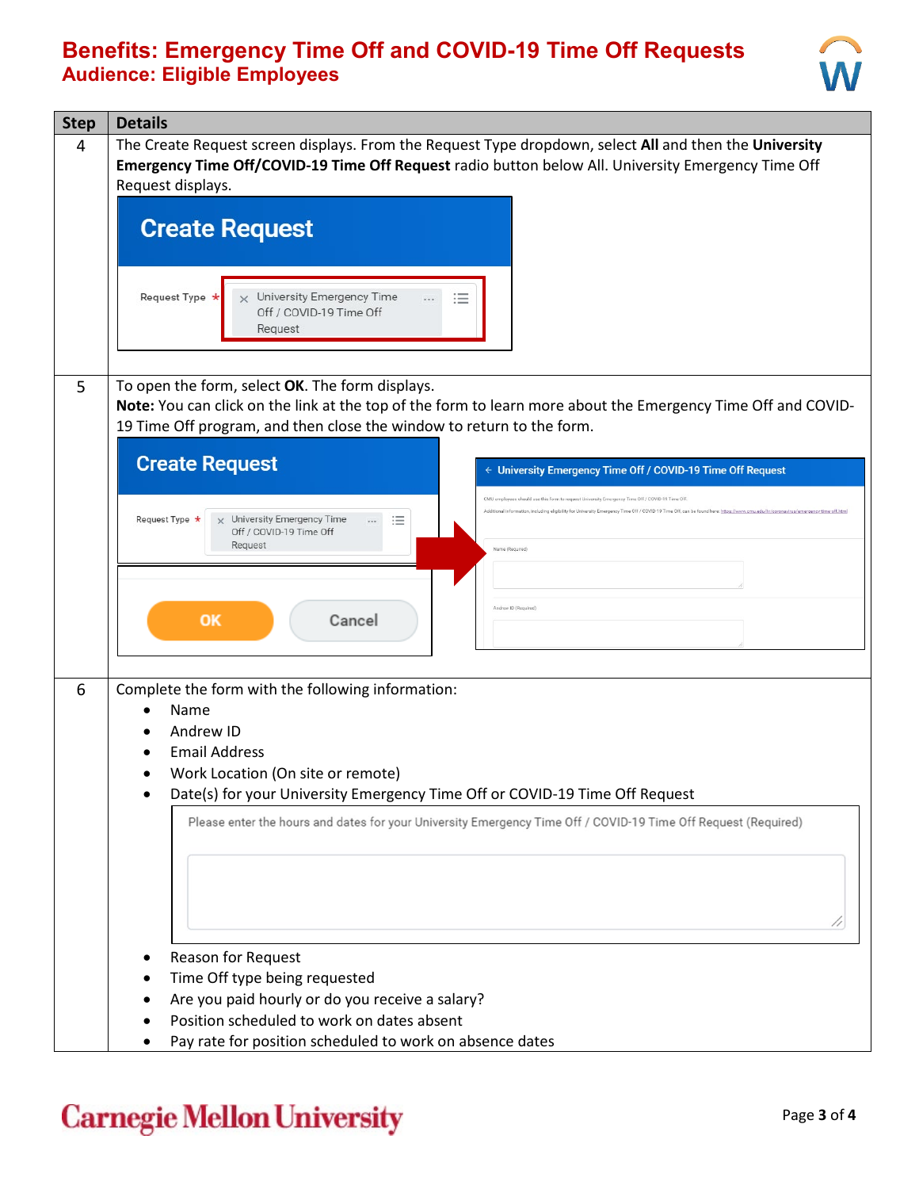# Benefits: Emergency Time Off and COVID-19 Time Off Requests

## Audience: Eligible Employees

| Step | Details |
|---|---|
| 4 | The Create Request screen displays. From the Request Type dropdown, select **All** and then the **University Emergency Time Off/COVID-19 Time Off Request** radio button below All. University Emergency Time Off Request displays. |
| 5 | To open the form, select **OK**. The form displays.<br>**Note:** You can click on the link at the top of the form to learn more about the Emergency Time Off and COVID-19 Time Off program, and then close the window to return to the form. |
| 6 | Complete the form with the following information:<br>• Name<br>• Andrew ID<br>• Email Address<br>• Work Location (On site or remote)<br>• Date(s) for your University Emergency Time Off or COVID-19 Time Off Request<br>• Reason for Request<br>• Time Off type being requested<br>• Are you paid hourly or do you receive a salary?<br>• Position scheduled to work on dates absent<br>• Pay rate for position scheduled to work on absence dates |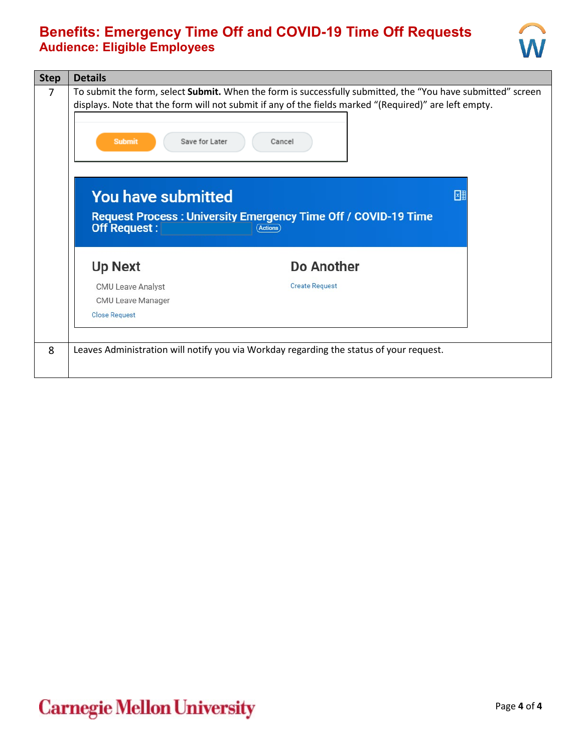# Benefits: Emergency Time Off and COVID-19 Time Off Requests

## Audience: Eligible Employees

| Step | Details |
| --- | --- |
| 7 | To submit the form, select **Submit.** When the form is successfully submitted, the "You have submitted" screen displays. Note that the form will not submit if any of the fields marked "(Required)" are left empty.<br><br>Submit  Save for Later  Cancel<br><br>You have submitted<br>Request Process : University Emergency Time Off / COVID-19 Time Off Request :  Actions<br>Up Next<br>CMU Leave Analyst<br>CMU Leave Manager<br>Close Request<br>Do Another<br>Create Request |
| 8 | Leaves Administration will notify you via Workday regarding the status of your request. |